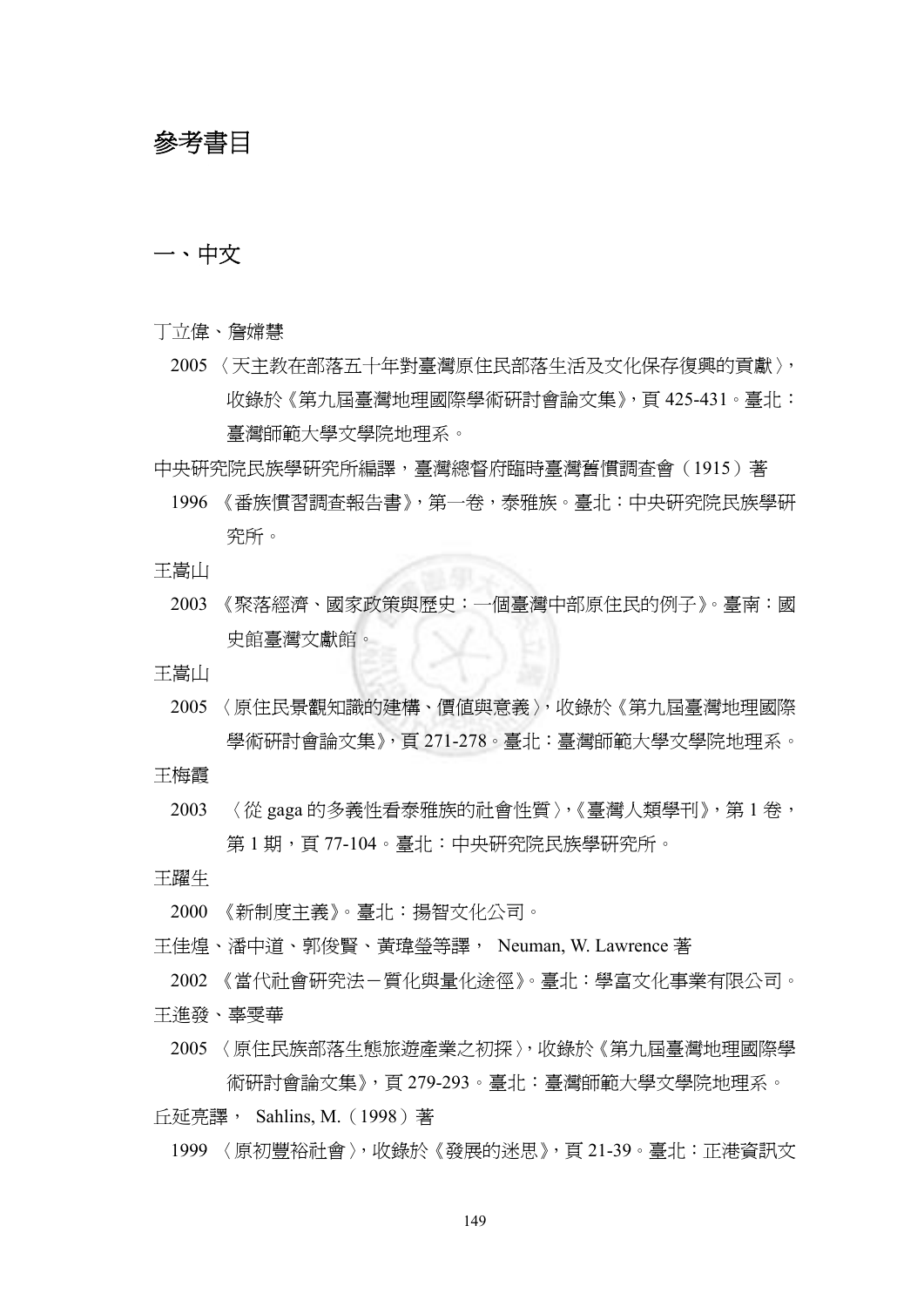# 參考書目

## 一、中文

丁立偉、詹嫦慧

2005 〈天主教在部落五十年對臺灣原住民部落生活及文化保存復興的貢獻〉，收錄於《第九屆臺灣地理國際學術研討會論文集》，頁 425-431。臺北：臺灣師範大學文學院地理系。

中央研究院民族學研究所編譯，臺灣總督府臨時臺灣舊慣調查會（1915）著

1996 《番族慣習調查報告書》，第一卷，泰雅族。臺北：中央研究院民族學研究所。

王嵩山

2003 《聚落經濟、國家政策與歷史：一個臺灣中部原住民的例子》。臺南：國史館臺灣文獻館。

王嵩山

2005 〈原住民景觀知識的建構、價值與意義〉，收錄於《第九屆臺灣地理國際學術研討會論文集》，頁 271-278。臺北：臺灣師範大學文學院地理系。

王梅霞

2003 〈從 gaga 的多義性看泰雅族的社會性質〉，《臺灣人類學刊》，第 1 卷，第 1 期，頁 77-104。臺北：中央研究院民族學研究所。

王躍生

2000 《新制度主義》。臺北：揚智文化公司。

王佳煌、潘中道、郭俊賢、黃瑋瑩等譯， Neuman, W. Lawrence 著

2002 《當代社會研究法－質化與量化途徑》。臺北：學富文化事業有限公司。

王進發、辜雯華

2005 〈原住民族部落生態旅遊產業之初探〉，收錄於《第九屆臺灣地理國際學術研討會論文集》，頁 279-293。臺北：臺灣師範大學文學院地理系。

丘延亮譯， Sahlins, M.（1998）著

1999 〈原初豐裕社會〉，收錄於《發展的迷思》，頁 21-39。臺北：正港資訊文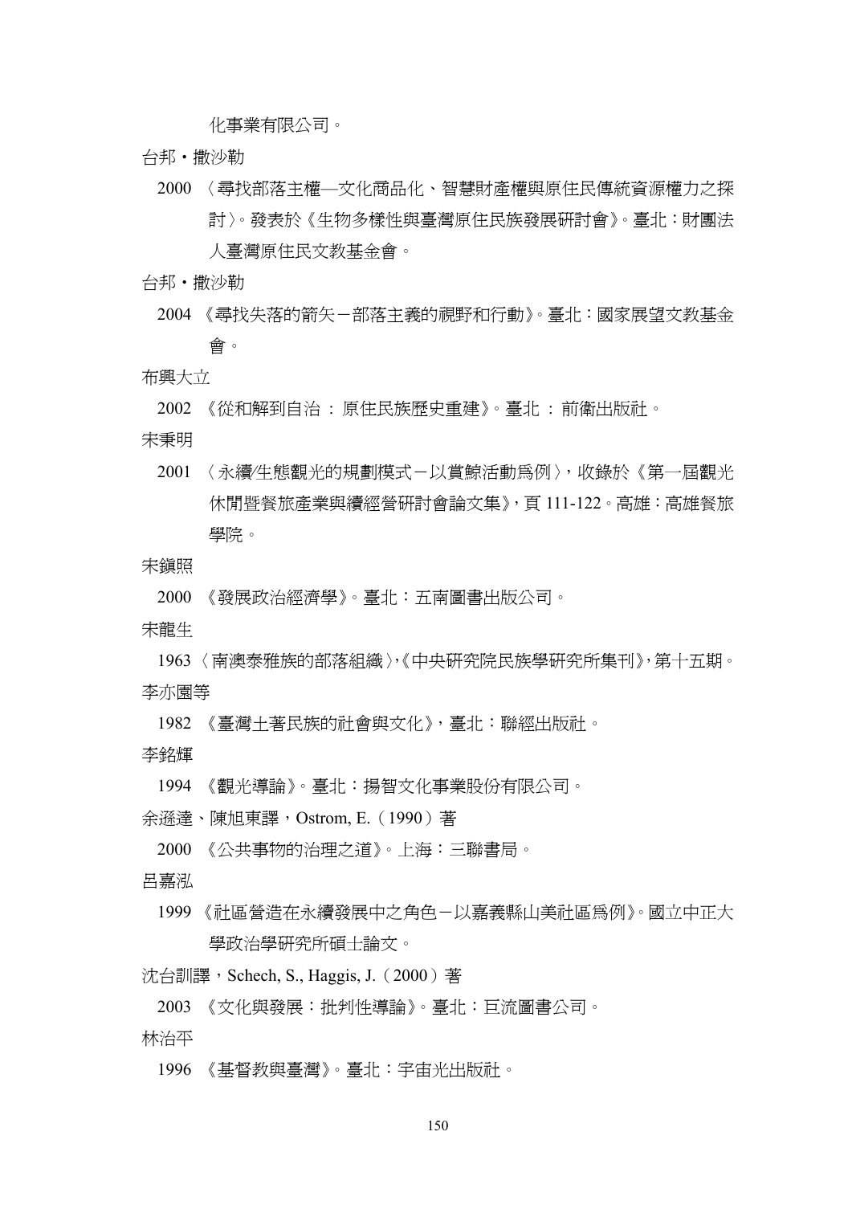化事業有限公司。

台邦・撒沙勒

2000 〈尋找部落主權—文化商品化、智慧財產權與原住民傳統資源權力之探討〉。發表於《生物多樣性與臺灣原住民族發展研討會》。臺北：財團法人臺灣原住民文教基金會。

台邦・撒沙勒

2004 《尋找失落的箭矢－部落主義的視野和行動》。臺北：國家展望文教基金會。

布興大立

2002 《從和解到自治 ： 原住民族歷史重建》。臺北 ： 前衛出版社。

宋秉明

2001 〈永續/生態觀光的規劃模式－以賞鯨活動為例〉，收錄於《第一屆觀光休閒暨餐旅產業與續經營研討會論文集》，頁 111-122。高雄：高雄餐旅學院。

宋鎮照

2000 《發展政治經濟學》。臺北：五南圖書出版公司。

宋龍生

1963 〈南澳泰雅族的部落組織〉，《中央研究院民族學研究所集刊》，第十五期。

李亦園等

1982 《臺灣土著民族的社會與文化》，臺北：聯經出版社。

李銘輝

1994 《觀光導論》。臺北：揚智文化事業股份有限公司。

余遜達、陳旭東譯，Ostrom, E.（1990）著

2000 《公共事物的治理之道》。上海：三聯書局。

呂嘉泓

1999 《社區營造在永續發展中之角色－以嘉義縣山美社區為例》。國立中正大學政治學研究所碩士論文。

沈台訓譯，Schech, S., Haggis, J.（2000）著

2003 《文化與發展：批判性導論》。臺北：巨流圖書公司。

林治平

1996 《基督教與臺灣》。臺北：宇宙光出版社。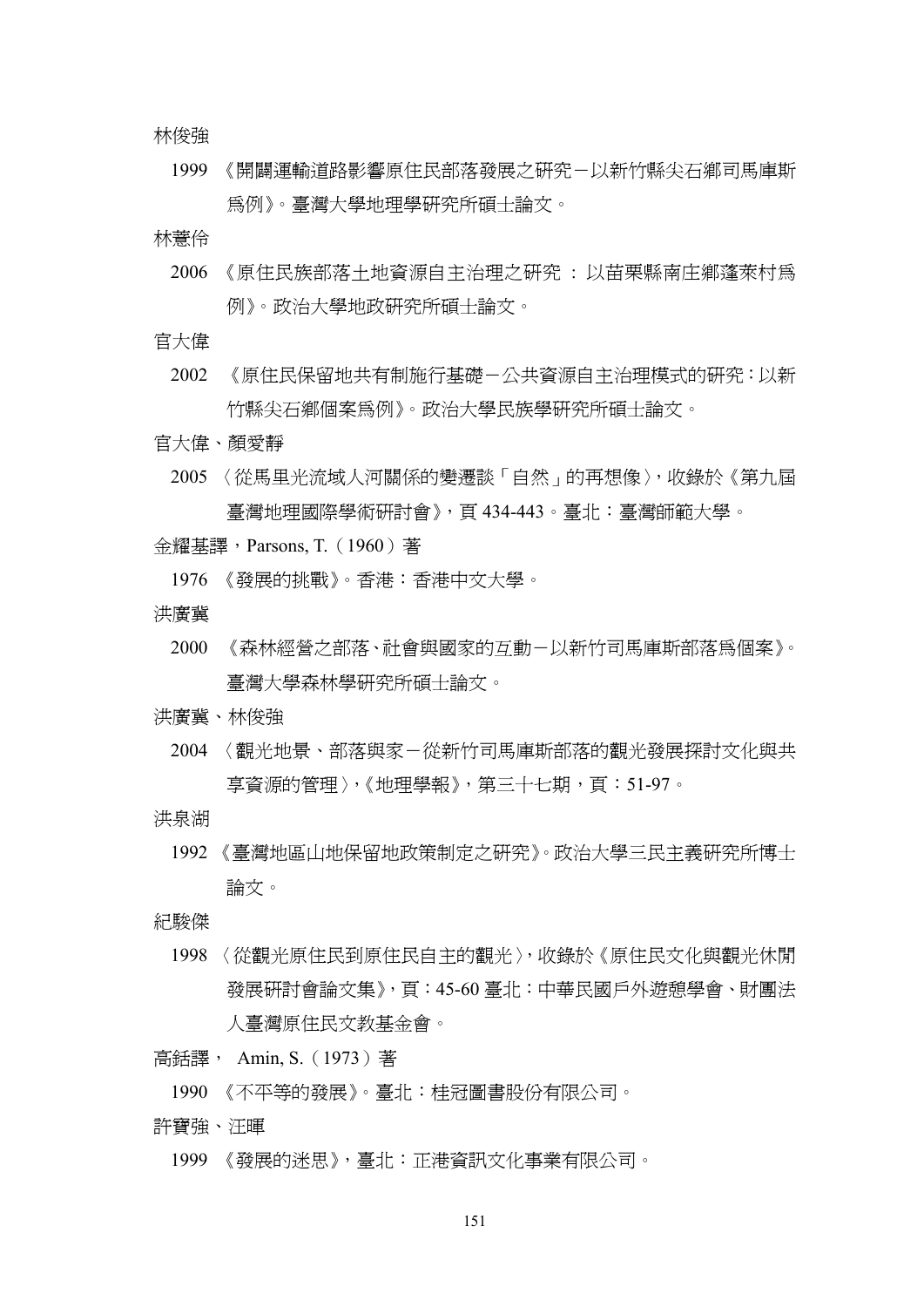林俊強

1999 《開闢運輸道路影響原住民部落發展之研究－以新竹縣尖石鄉司馬庫斯爲例》。臺灣大學地理學研究所碩士論文。

林薏伶

2006 《原住民族部落土地資源自主治理之研究 ： 以苗栗縣南庄鄉蓬萊村爲例》。政治大學地政研究所碩士論文。

官大偉

2002 《原住民保留地共有制施行基礎－公共資源自主治理模式的研究：以新竹縣尖石鄉個案爲例》。政治大學民族學研究所碩士論文。

官大偉、顏愛靜

2005 〈從馬里光流域人河關係的變遷談「自然」的再想像〉，收錄於《第九屆臺灣地理國際學術研討會》，頁 434-443。臺北：臺灣師範大學。

金耀基譯，Parsons, T.（1960）著

1976 《發展的挑戰》。香港：香港中文大學。

洪廣冀

2000 《森林經營之部落、社會與國家的互動－以新竹司馬庫斯部落爲個案》。臺灣大學森林學研究所碩士論文。

洪廣冀、林俊強

2004 〈觀光地景、部落與家－從新竹司馬庫斯部落的觀光發展探討文化與共享資源的管理〉，《地理學報》，第三十七期，頁：51-97。

洪泉湖

1992 《臺灣地區山地保留地政策制定之研究》。政治大學三民主義研究所博士論文。

紀駿傑

1998 〈從觀光原住民到原住民自主的觀光〉，收錄於《原住民文化與觀光休閒發展研討會論文集》，頁：45-60 臺北：中華民國戶外遊憩學會、財團法人臺灣原住民文教基金會。

高銛譯， Amin, S.（1973）著

1990 《不平等的發展》。臺北：桂冠圖書股份有限公司。

許寶強、汪暉

1999 《發展的迷思》，臺北：正港資訊文化事業有限公司。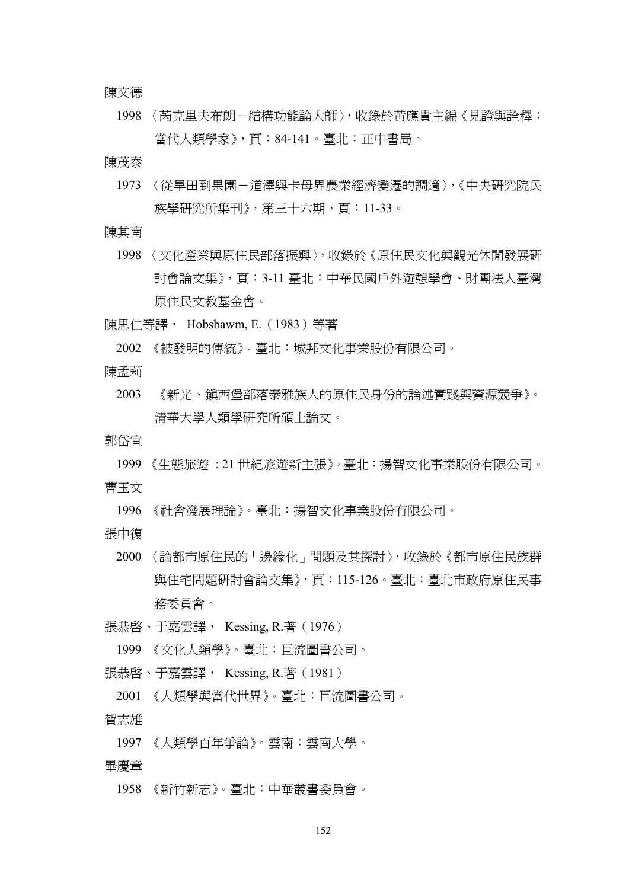陳文德

1998 〈芮克里夫布朗－結構功能論大師〉，收錄於黃應貴主編《見證與詮釋：當代人類學家》，頁：84-141。臺北：正中書局。

陳茂泰

1973 〈從旱田到果園－道澤與卡母界農業經濟變遷的調適〉，《中央研究院民族學研究所集刊》，第三十六期，頁：11-33。

陳其南

1998 〈文化產業與原住民部落振興〉，收錄於《原住民文化與觀光休閒發展研討會論文集》，頁：3-11 臺北：中華民國戶外遊憩學會、財團法人臺灣原住民文教基金會。

陳思仁等譯， Hobsbawm, E.（1983）等著

2002 《被發明的傳統》。臺北：城邦文化事業股份有限公司。

陳孟莉

2003 《新光、鎮西堡部落泰雅族人的原住民身份的論述實踐與資源競爭》。清華大學人類學研究所碩士論文。

郭岱宜

1999 《生態旅遊 : 21 世紀旅遊新主張》。臺北：揚智文化事業股份有限公司。

曹玉文

1996 《社會發展理論》。臺北：揚智文化事業股份有限公司。

張中復

2000 〈論都市原住民的「邊緣化」問題及其探討〉，收錄於《都市原住民族群與住宅問題研討會論文集》，頁：115-126。臺北：臺北市政府原住民事務委員會。

張恭啓、于嘉雲譯， Kessing, R.著（1976）

1999 《文化人類學》。臺北：巨流圖書公司。

張恭啓、于嘉雲譯， Kessing, R.著（1981）

2001 《人類學與當代世界》。臺北：巨流圖書公司。

賀志雄

1997 《人類學百年爭論》。雲南：雲南大學。

畢慶章

1958 《新竹新志》。臺北：中華叢書委員會。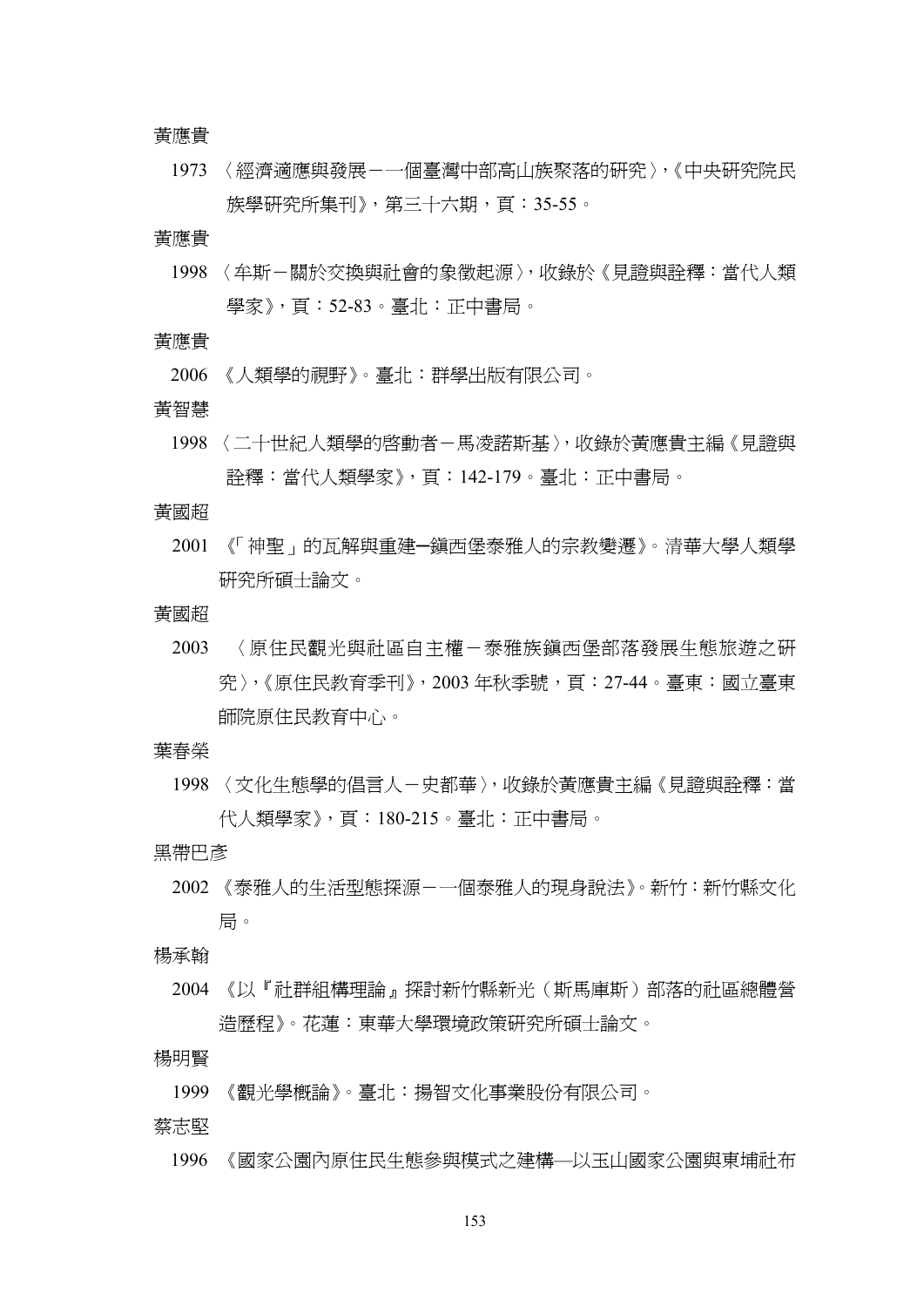黃應貴

1973 〈經濟適應與發展－一個臺灣中部高山族聚落的研究〉,《中央研究院民族學研究所集刊》，第三十六期，頁：35-55。

黃應貴

1998 〈牟斯－關於交換與社會的象徵起源〉，收錄於《見證與詮釋：當代人類學家》，頁：52-83。臺北：正中書局。

黃應貴

2006 《人類學的視野》。臺北：群學出版有限公司。

黃智慧

1998 〈二十世紀人類學的啓動者－馬凌諾斯基〉，收錄於黃應貴主編《見證與詮釋：當代人類學家》，頁：142-179。臺北：正中書局。

黃國超

2001 《「神聖」的瓦解與重建─鎮西堡泰雅人的宗教變遷》。清華大學人類學研究所碩士論文。

黃國超

2003 〈原住民觀光與社區自主權－泰雅族鎮西堡部落發展生態旅遊之研究〉,《原住民教育季刊》，2003 年秋季號，頁：27-44。臺東：國立臺東師院原住民教育中心。

葉春榮

1998 〈文化生態學的倡言人－史都華〉，收錄於黃應貴主編《見證與詮釋：當代人類學家》，頁：180-215。臺北：正中書局。

黑帶巴彥

2002 《泰雅人的生活型態探源－一個泰雅人的現身說法》。新竹：新竹縣文化局。

楊承翰

2004 《以『社群組構理論』探討新竹縣新光（斯馬庫斯）部落的社區總體營造歷程》。花蓮：東華大學環境政策研究所碩士論文。

楊明賢

1999 《觀光學概論》。臺北：揚智文化事業股份有限公司。

蔡志堅

1996 《國家公園內原住民生態參與模式之建構—以玉山國家公園與東埔社布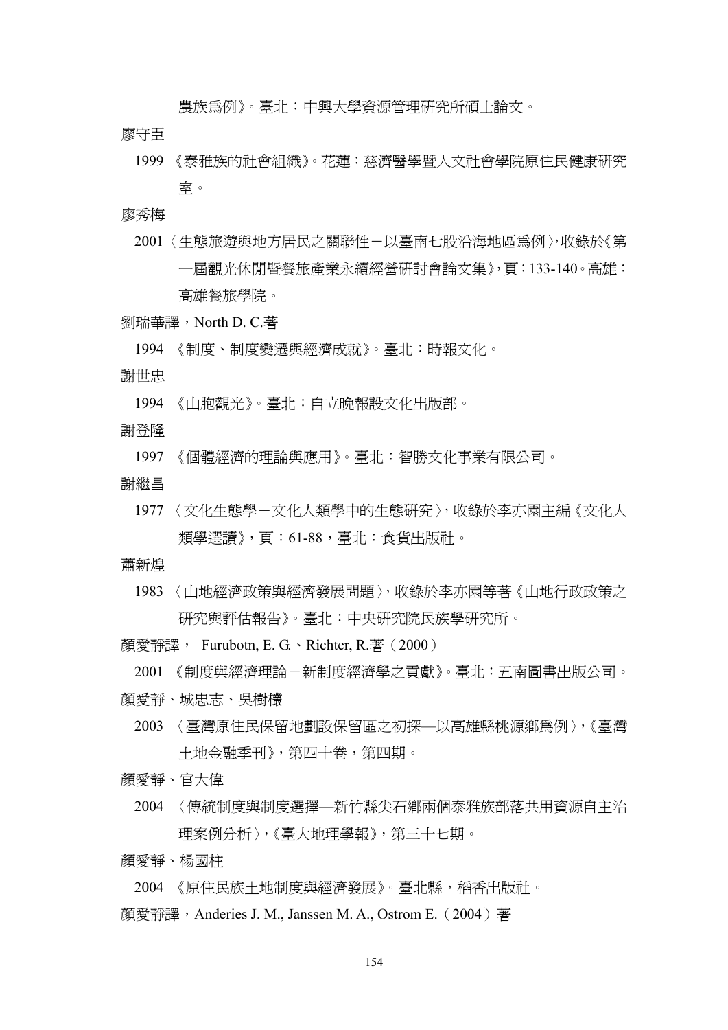農族爲例》。臺北：中興大學資源管理研究所碩士論文。

廖守臣

1999 《泰雅族的社會組織》。花蓮：慈濟醫學暨人文社會學院原住民健康研究室。

廖秀梅

2001〈生態旅遊與地方居民之關聯性－以臺南七股沿海地區爲例〉，收錄於《第一屆觀光休閒暨餐旅產業永續經營研討會論文集》，頁：133-140。高雄：高雄餐旅學院。

劉瑞華譯，North D. C.著

1994 《制度、制度變遷與經濟成就》。臺北：時報文化。

謝世忠

1994 《山胞觀光》。臺北：自立晚報設文化出版部。

謝登隆

1997 《個體經濟的理論與應用》。臺北：智勝文化事業有限公司。

謝繼昌

1977 〈文化生態學－文化人類學中的生態研究〉，收錄於李亦園主編《文化人類學選讀》，頁：61-88，臺北：食貨出版社。

蕭新煌

1983 〈山地經濟政策與經濟發展問題〉，收錄於李亦園等著《山地行政政策之研究與評估報告》。臺北：中央研究院民族學研究所。

顏愛靜譯， Furubotn, E. G.、Richter, R.著（2000）

2001 《制度與經濟理論－新制度經濟學之貢獻》。臺北：五南圖書出版公司。

顏愛靜、城忠志、吳樹欉

2003 〈臺灣原住民保留地劃設保留區之初探—以高雄縣桃源鄉爲例〉，《臺灣土地金融季刊》，第四十卷，第四期。

顏愛靜、官大偉

2004 〈傳統制度與制度選擇—新竹縣尖石鄉兩個泰雅族部落共用資源自主治理案例分析〉，《臺大地理學報》，第三十七期。

顏愛靜、楊國柱

2004 《原住民族土地制度與經濟發展》。臺北縣，稻香出版社。

顏愛靜譯，Anderies J. M., Janssen M. A., Ostrom E.（2004）著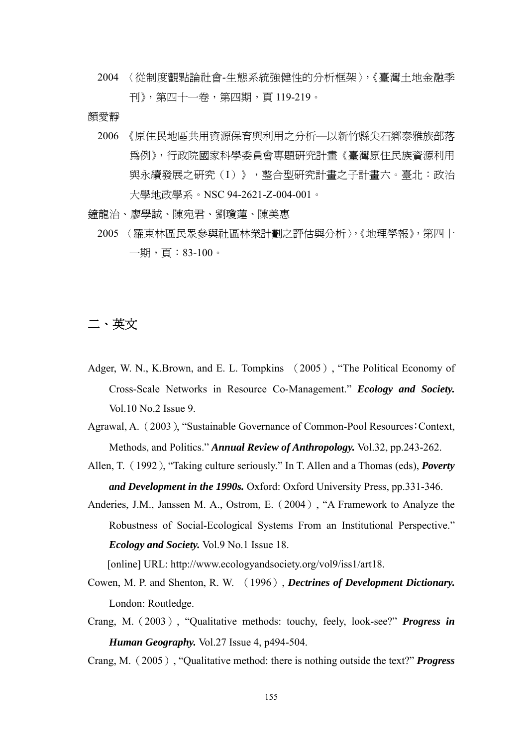2004 〈從制度觀點論社會-生態系統強健性的分析框架〉,《臺灣土地金融季刊》,第四十一卷,第四期,頁 119-219。

顏愛靜

2006 《原住民地區共用資源保育與利用之分析—以新竹縣尖石鄉泰雅族部落爲例》,行政院國家科學委員會專題研究計畫《臺灣原住民族資源利用與永續發展之研究(I)》,整合型研究計畫之子計畫六。臺北:政治大學地政學系。NSC 94-2621-Z-004-001。

鐘龍治、廖學誠、陳宛君、劉瓊蓮、陳美惠

2005 〈羅東林區民眾參與社區林業計劃之評估與分析〉,《地理學報》,第四十一期,頁:83-100。

## 二、英文

Adger, W. N., K.Brown, and E. L. Tompkins (2005), "The Political Economy of Cross-Scale Networks in Resource Co-Management." ***Ecology and Society.*** Vol.10 No.2 Issue 9.

Agrawal, A.(2003), "Sustainable Governance of Common-Pool Resources:Context, Methods, and Politics." ***Annual Review of Anthropology.*** Vol.32, pp.243-262.

Allen, T.(1992), "Taking culture seriously." In T. Allen and a Thomas (eds), ***Poverty and Development in the 1990s.*** Oxford: Oxford University Press, pp.331-346.

Anderies, J.M., Janssen M. A., Ostrom, E.(2004), "A Framework to Analyze the Robustness of Social-Ecological Systems From an Institutional Perspective." ***Ecology and Society.*** Vol.9 No.1 Issue 18.
[online] URL: http://www.ecologyandsociety.org/vol9/iss1/art18.

Cowen, M. P. and Shenton, R. W. (1996), ***Dectrines of Development Dictionary.*** London: Routledge.

Crang, M.(2003), "Qualitative methods: touchy, feely, look-see?" ***Progress in Human Geography.*** Vol.27 Issue 4, p494-504.

Crang, M.(2005), "Qualitative method: there is nothing outside the text?" ***Progress***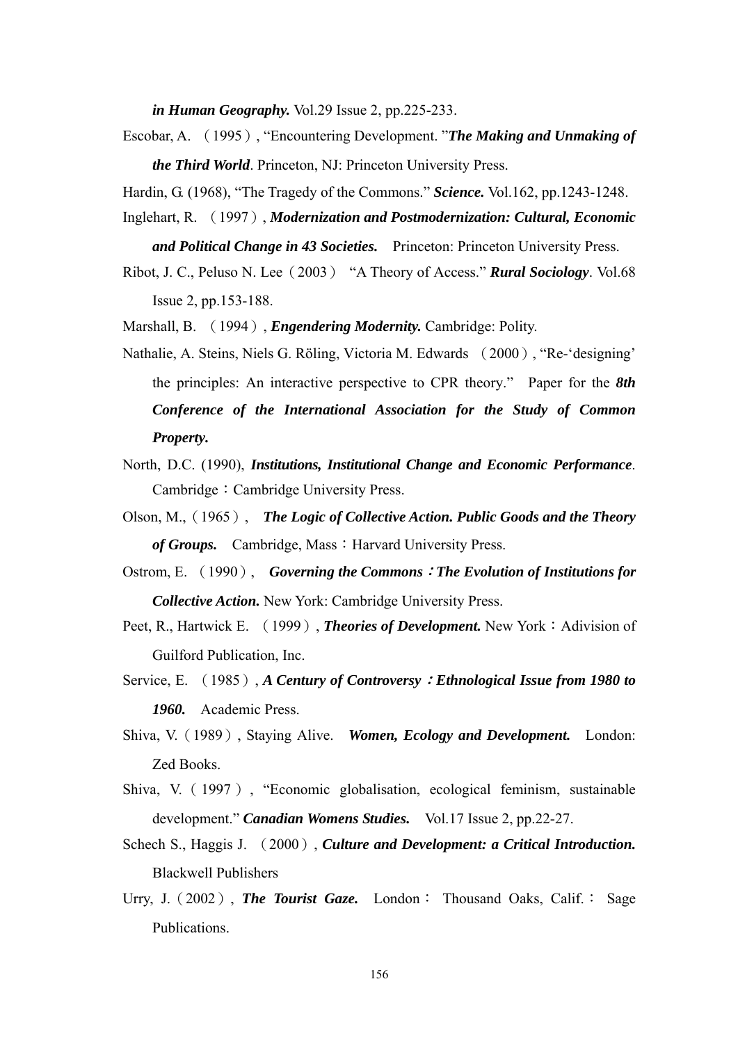*in Human Geography.* Vol.29 Issue 2, pp.225-233.

Escobar, A. （1995）, "Encountering Development. "***The Making and Unmaking of the Third World***. Princeton, NJ: Princeton University Press.

Hardin, G. (1968), "The Tragedy of the Commons." ***Science.*** Vol.162, pp.1243-1248.

Inglehart, R. （1997）, ***Modernization and Postmodernization: Cultural, Economic and Political Change in 43 Societies.*** Princeton: Princeton University Press.

Ribot, J. C., Peluso N. Lee（2003） "A Theory of Access." ***Rural Sociology***. Vol.68 Issue 2, pp.153-188.

Marshall, B. （1994）, ***Engendering Modernity.*** Cambridge: Polity.

Nathalie, A. Steins, Niels G. Röling, Victoria M. Edwards （2000）, "Re-'designing' the principles: An interactive perspective to CPR theory." Paper for the ***8th Conference of the International Association for the Study of Common Property.***

North, D.C. (1990), ***Institutions, Institutional Change and Economic Performance***. Cambridge：Cambridge University Press.

Olson, M.,（1965）, ***The Logic of Collective Action. Public Goods and the Theory of Groups.*** Cambridge, Mass：Harvard University Press.

Ostrom, E. （1990）, ***Governing the Commons：The Evolution of Institutions for Collective Action.*** New York: Cambridge University Press.

Peet, R., Hartwick E. （1999）, ***Theories of Development.*** New York：Adivision of Guilford Publication, Inc.

Service, E. （1985）, ***A Century of Controversy：Ethnological Issue from 1980 to 1960.*** Academic Press.

Shiva, V.（1989）, Staying Alive. ***Women, Ecology and Development.*** London: Zed Books.

Shiva, V.（1997）, "Economic globalisation, ecological feminism, sustainable development." ***Canadian Womens Studies.*** Vol.17 Issue 2, pp.22-27.

Schech S., Haggis J. （2000）, ***Culture and Development: a Critical Introduction.*** Blackwell Publishers

Urry, J.（2002）, ***The Tourist Gaze.*** London： Thousand Oaks, Calif.： Sage Publications.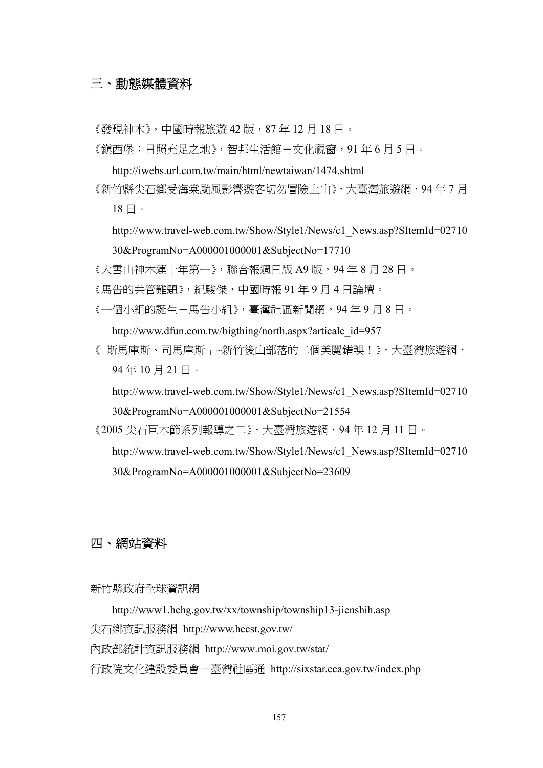## 三、動態媒體資料

《發現神木》，中國時報旅遊 42 版，87 年 12 月 18 日。

《鎮西堡：日照充足之地》，智邦生活館－文化視窗，91 年 6 月 5 日。

http://iwebs.url.com.tw/main/html/newtaiwan/1474.shtml

《新竹縣尖石鄉受海棠颱風影響遊客切勿冒險上山》，大臺灣旅遊網，94 年 7 月 18 日。

http://www.travel-web.com.tw/Show/Style1/News/c1_News.asp?SItemId=0271030&ProgramNo=A000001000001&SubjectNo=17710

《大雪山神木連十年第一》，聯合報週日版 A9 版，94 年 8 月 28 日。

《馬告的共管難題》，紀駿傑，中國時報 91 年 9 月 4 日論壇。

《一個小組的誕生－馬告小組》，臺灣社區新聞網，94 年 9 月 8 日。

http://www.dfun.com.tw/bigthing/north.aspx?articale_id=957

《「斯馬庫斯、司馬庫斯」~新竹後山部落的二個美麗錯誤！》，大臺灣旅遊網，94 年 10 月 21 日。

http://www.travel-web.com.tw/Show/Style1/News/c1_News.asp?SItemId=0271030&ProgramNo=A000001000001&SubjectNo=21554

《2005 尖石巨木節系列報導之二》，大臺灣旅遊網，94 年 12 月 11 日。

http://www.travel-web.com.tw/Show/Style1/News/c1_News.asp?SItemId=0271030&ProgramNo=A000001000001&SubjectNo=23609

## 四、網站資料

新竹縣政府全球資訊網

http://www1.hchg.gov.tw/xx/township/township13-jienshih.asp

尖石鄉資訊服務網 http://www.hccst.gov.tw/

內政部統計資訊服務網 http://www.moi.gov.tw/stat/

行政院文化建設委員會－臺灣社區通 http://sixstar.cca.gov.tw/index.php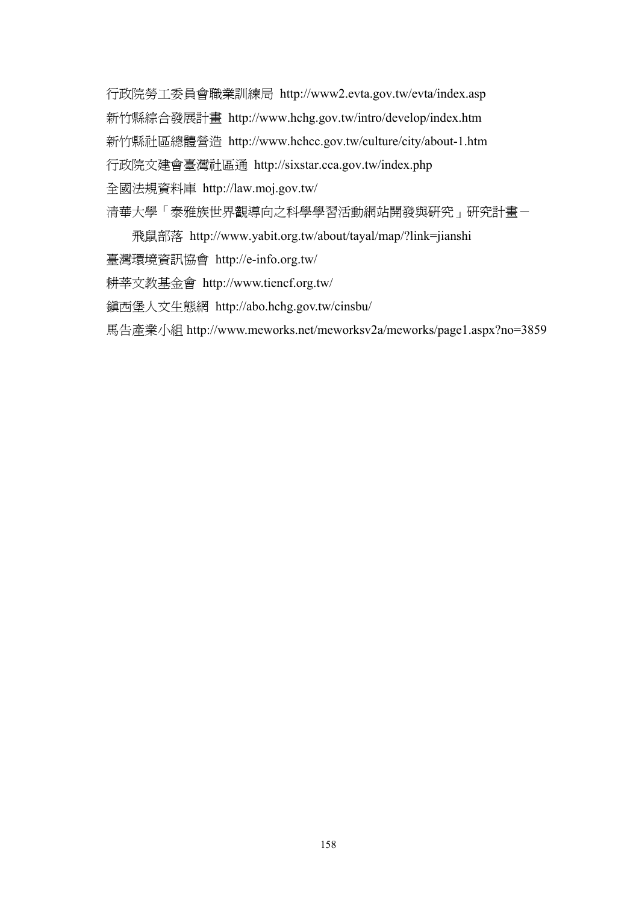行政院勞工委員會職業訓練局 http://www2.evta.gov.tw/evta/index.asp

新竹縣綜合發展計畫 http://www.hchg.gov.tw/intro/develop/index.htm

新竹縣社區總體營造 http://www.hchcc.gov.tw/culture/city/about-1.htm

行政院文建會臺灣社區通 http://sixstar.cca.gov.tw/index.php

全國法規資料庫 http://law.moj.gov.tw/

清華大學「泰雅族世界觀導向之科學學習活動網站開發與研究」研究計畫－飛鼠部落 http://www.yabit.org.tw/about/tayal/map/?link=jianshi

臺灣環境資訊協會 http://e-info.org.tw/

耕莘文教基金會 http://www.tiencf.org.tw/

鎮西堡人文生態網 http://abo.hchg.gov.tw/cinsbu/

馬告產業小組 http://www.meworks.net/meworksv2a/meworks/page1.aspx?no=3859